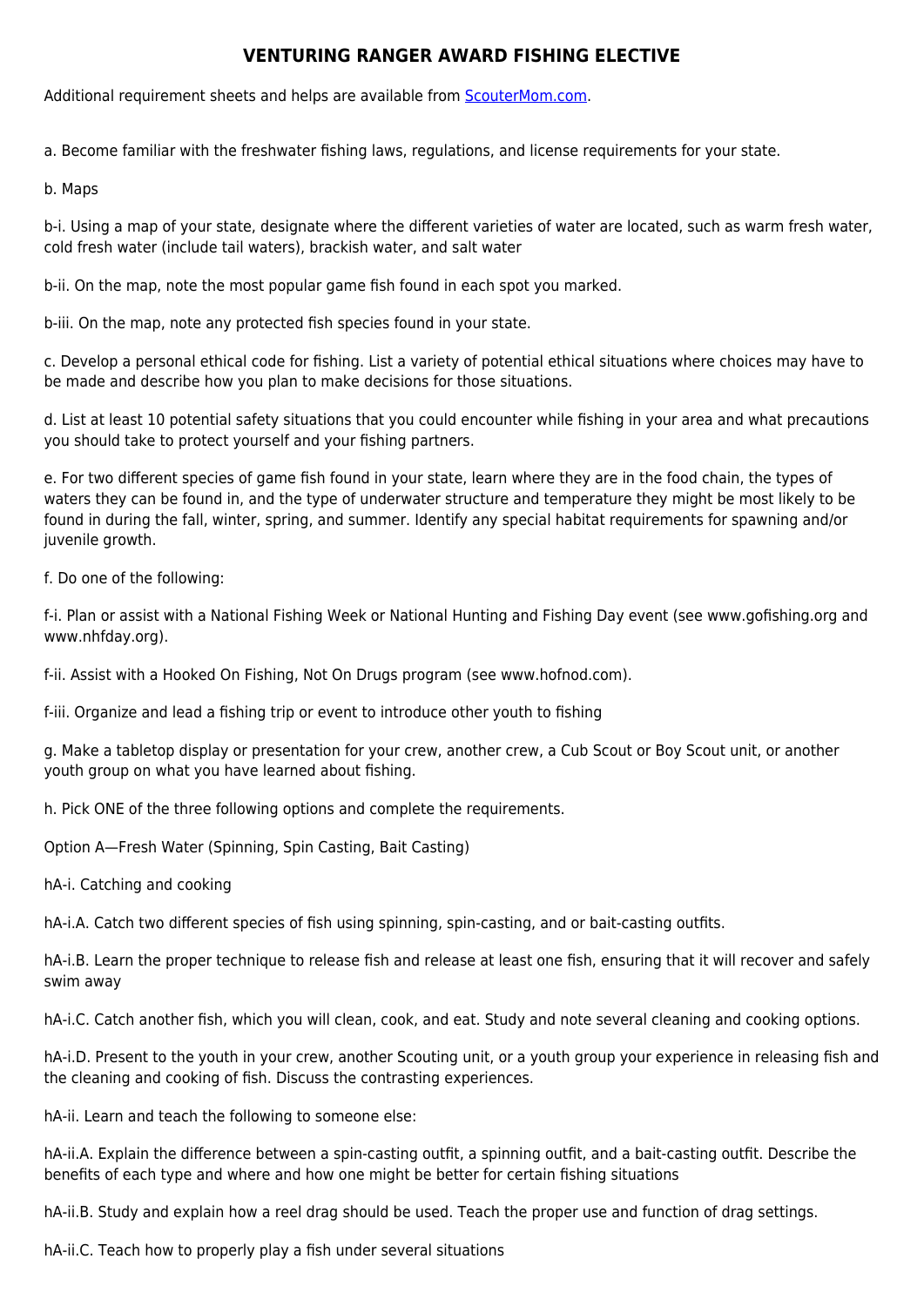# VENTURING RANGER AWARD FISHING ELECTIVE

Additional requirement sheets and helps are available from [ScouterMom.com](ScouterMom.com).

a. Become familiar with the freshwater fishing laws, regulations, and license requirements for your state.

b. Maps

b-i. Using a map of your state, designate where the different varieties of water are located, such as warm fresh water, cold fresh water (include tail waters), brackish water, and salt water

b-ii. On the map, note the most popular game fish found in each spot you marked.

b-iii. On the map, note any protected fish species found in your state.

c. Develop a personal ethical code for fishing. List a variety of potential ethical situations where choices may have to be made and describe how you plan to make decisions for those situations.

d. List at least 10 potential safety situations that you could encounter while fishing in your area and what precautions you should take to protect yourself and your fishing partners.

e. For two different species of game fish found in your state, learn where they are in the food chain, the types of waters they can be found in, and the type of underwater structure and temperature they might be most likely to be found in during the fall, winter, spring, and summer. Identify any special habitat requirements for spawning and/or juvenile growth.

f. Do one of the following:

f-i. Plan or assist with a National Fishing Week or National Hunting and Fishing Day event (see www.gofishing.org and www.nhfday.org).

f-ii. Assist with a Hooked On Fishing, Not On Drugs program (see www.hofnod.com).

f-iii. Organize and lead a fishing trip or event to introduce other youth to fishing

g. Make a tabletop display or presentation for your crew, another crew, a Cub Scout or Boy Scout unit, or another youth group on what you have learned about fishing.

h. Pick ONE of the three following options and complete the requirements.

Option A—Fresh Water (Spinning, Spin Casting, Bait Casting)

hA-i. Catching and cooking

hA-i.A. Catch two different species of fish using spinning, spin-casting, and or bait-casting outfits.

hA-i.B. Learn the proper technique to release fish and release at least one fish, ensuring that it will recover and safely swim away

hA-i.C. Catch another fish, which you will clean, cook, and eat. Study and note several cleaning and cooking options.

hA-i.D. Present to the youth in your crew, another Scouting unit, or a youth group your experience in releasing fish and the cleaning and cooking of fish. Discuss the contrasting experiences.

hA-ii. Learn and teach the following to someone else:

hA-ii.A. Explain the difference between a spin-casting outfit, a spinning outfit, and a bait-casting outfit. Describe the benefits of each type and where and how one might be better for certain fishing situations

hA-ii.B. Study and explain how a reel drag should be used. Teach the proper use and function of drag settings.

hA-ii.C. Teach how to properly play a fish under several situations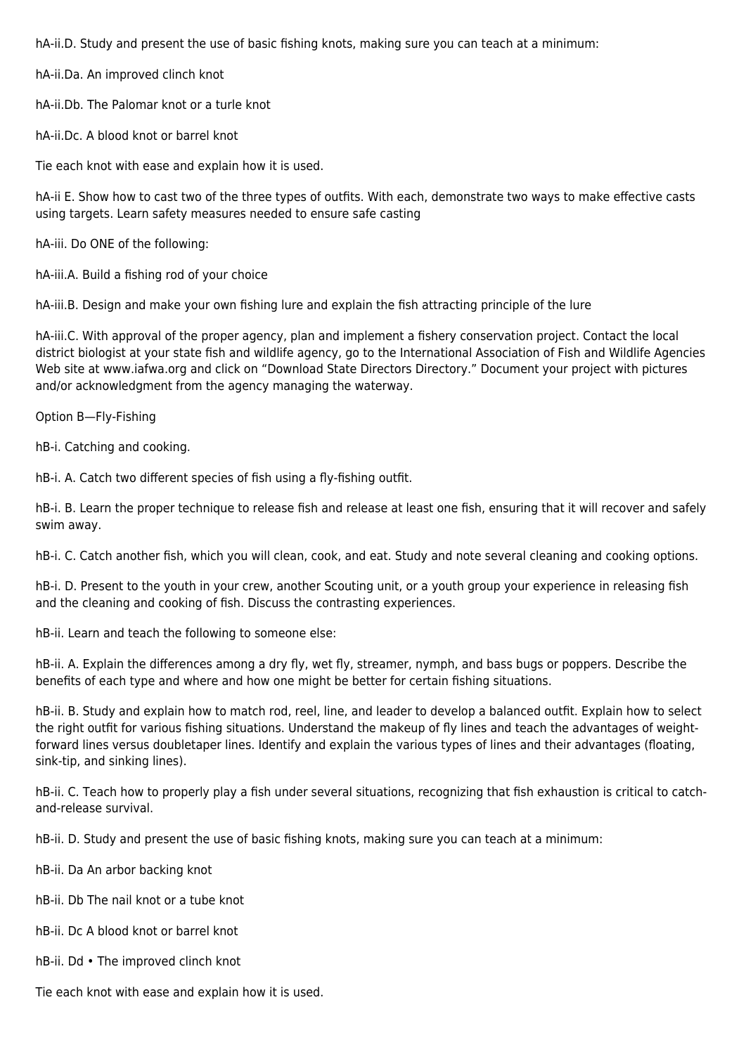hA-ii.D. Study and present the use of basic fishing knots, making sure you can teach at a minimum:

hA-ii.Da. An improved clinch knot

hA-ii.Db. The Palomar knot or a turle knot

hA-ii.Dc. A blood knot or barrel knot

Tie each knot with ease and explain how it is used.

hA-ii E. Show how to cast two of the three types of outfits. With each, demonstrate two ways to make effective casts using targets. Learn safety measures needed to ensure safe casting

hA-iii. Do ONE of the following:

hA-iii.A. Build a fishing rod of your choice

hA-iii.B. Design and make your own fishing lure and explain the fish attracting principle of the lure

hA-iii.C. With approval of the proper agency, plan and implement a fishery conservation project. Contact the local district biologist at your state fish and wildlife agency, go to the International Association of Fish and Wildlife Agencies Web site at www.iafwa.org and click on "Download State Directors Directory." Document your project with pictures and/or acknowledgment from the agency managing the waterway.

Option B—Fly-Fishing

hB-i. Catching and cooking.

hB-i. A. Catch two different species of fish using a fly-fishing outfit.

hB-i. B. Learn the proper technique to release fish and release at least one fish, ensuring that it will recover and safely swim away.

hB-i. C. Catch another fish, which you will clean, cook, and eat. Study and note several cleaning and cooking options.

hB-i. D. Present to the youth in your crew, another Scouting unit, or a youth group your experience in releasing fish and the cleaning and cooking of fish. Discuss the contrasting experiences.

hB-ii. Learn and teach the following to someone else:

hB-ii. A. Explain the differences among a dry fly, wet fly, streamer, nymph, and bass bugs or poppers. Describe the benefits of each type and where and how one might be better for certain fishing situations.

hB-ii. B. Study and explain how to match rod, reel, line, and leader to develop a balanced outfit. Explain how to select the right outfit for various fishing situations. Understand the makeup of fly lines and teach the advantages of weight-forward lines versus doubletaper lines. Identify and explain the various types of lines and their advantages (floating, sink-tip, and sinking lines).

hB-ii. C. Teach how to properly play a fish under several situations, recognizing that fish exhaustion is critical to catch-and-release survival.

hB-ii. D. Study and present the use of basic fishing knots, making sure you can teach at a minimum:

hB-ii. Da An arbor backing knot

hB-ii. Db The nail knot or a tube knot

hB-ii. Dc A blood knot or barrel knot

hB-ii. Dd • The improved clinch knot

Tie each knot with ease and explain how it is used.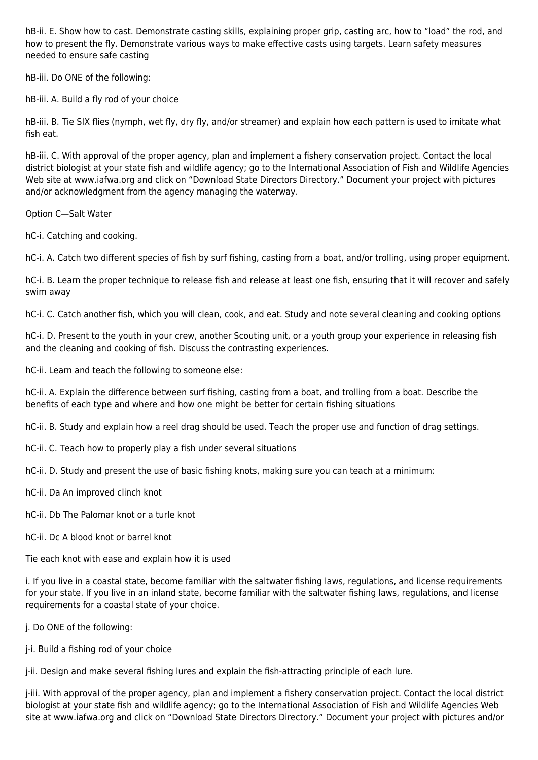hB-ii. E. Show how to cast. Demonstrate casting skills, explaining proper grip, casting arc, how to “load” the rod, and how to present the fly. Demonstrate various ways to make effective casts using targets. Learn safety measures needed to ensure safe casting

hB-iii. Do ONE of the following:

hB-iii. A. Build a fly rod of your choice

hB-iii. B. Tie SIX flies (nymph, wet fly, dry fly, and/or streamer) and explain how each pattern is used to imitate what fish eat.

hB-iii. C. With approval of the proper agency, plan and implement a fishery conservation project. Contact the local district biologist at your state fish and wildlife agency; go to the International Association of Fish and Wildlife Agencies Web site at www.iafwa.org and click on “Download State Directors Directory.” Document your project with pictures and/or acknowledgment from the agency managing the waterway.

Option C—Salt Water

hC-i. Catching and cooking.

hC-i. A. Catch two different species of fish by surf fishing, casting from a boat, and/or trolling, using proper equipment.

hC-i. B. Learn the proper technique to release fish and release at least one fish, ensuring that it will recover and safely swim away

hC-i. C. Catch another fish, which you will clean, cook, and eat. Study and note several cleaning and cooking options

hC-i. D. Present to the youth in your crew, another Scouting unit, or a youth group your experience in releasing fish and the cleaning and cooking of fish. Discuss the contrasting experiences.

hC-ii. Learn and teach the following to someone else:

hC-ii. A. Explain the difference between surf fishing, casting from a boat, and trolling from a boat. Describe the benefits of each type and where and how one might be better for certain fishing situations

hC-ii. B. Study and explain how a reel drag should be used. Teach the proper use and function of drag settings.

hC-ii. C. Teach how to properly play a fish under several situations

hC-ii. D. Study and present the use of basic fishing knots, making sure you can teach at a minimum:

hC-ii. Da An improved clinch knot

hC-ii. Db The Palomar knot or a turle knot

hC-ii. Dc A blood knot or barrel knot

Tie each knot with ease and explain how it is used

i. If you live in a coastal state, become familiar with the saltwater fishing laws, regulations, and license requirements for your state. If you live in an inland state, become familiar with the saltwater fishing laws, regulations, and license requirements for a coastal state of your choice.

j. Do ONE of the following:

j-i. Build a fishing rod of your choice

j-ii. Design and make several fishing lures and explain the fish-attracting principle of each lure.

j-iii. With approval of the proper agency, plan and implement a fishery conservation project. Contact the local district biologist at your state fish and wildlife agency; go to the International Association of Fish and Wildlife Agencies Web site at www.iafwa.org and click on “Download State Directors Directory.” Document your project with pictures and/or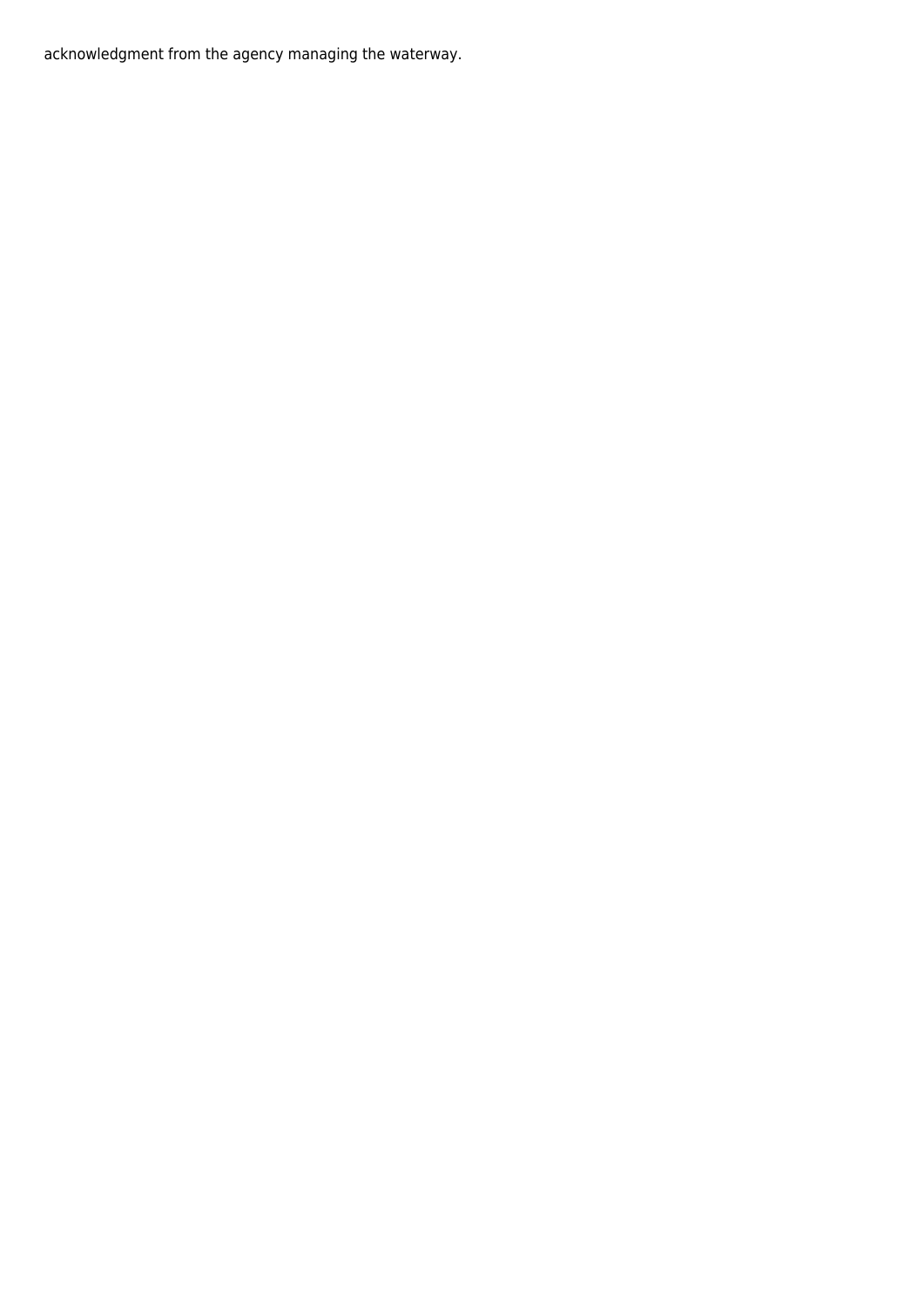acknowledgment from the agency managing the waterway.